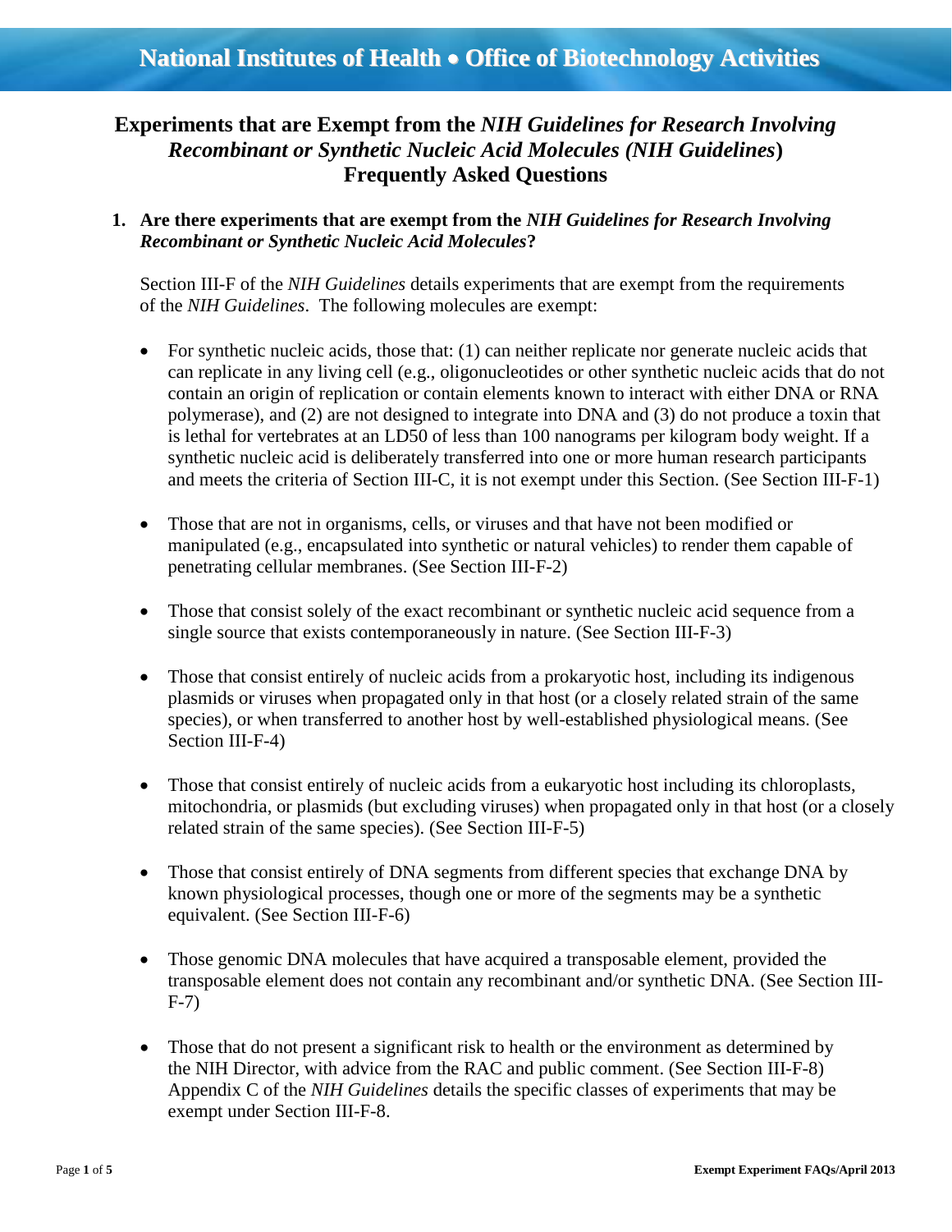National Institutes of Health • Office of Biotechnology Activities

# Experiments that are Exempt from the *NIH Guidelines for Research Involving Recombinant or Synthetic Nucleic Acid Molecules (NIH Guidelines)* Frequently Asked Questions

**1. Are there experiments that are exempt from the *NIH Guidelines for Research Involving Recombinant or Synthetic Nucleic Acid Molecules*?**

Section III-F of the *NIH Guidelines* details experiments that are exempt from the requirements of the *NIH Guidelines*. The following molecules are exempt:

- For synthetic nucleic acids, those that: (1) can neither replicate nor generate nucleic acids that can replicate in any living cell (e.g., oligonucleotides or other synthetic nucleic acids that do not contain an origin of replication or contain elements known to interact with either DNA or RNA polymerase), and (2) are not designed to integrate into DNA and (3) do not produce a toxin that is lethal for vertebrates at an LD50 of less than 100 nanograms per kilogram body weight. If a synthetic nucleic acid is deliberately transferred into one or more human research participants and meets the criteria of Section III-C, it is not exempt under this Section. (See Section III-F-1)

- Those that are not in organisms, cells, or viruses and that have not been modified or manipulated (e.g., encapsulated into synthetic or natural vehicles) to render them capable of penetrating cellular membranes. (See Section III-F-2)

- Those that consist solely of the exact recombinant or synthetic nucleic acid sequence from a single source that exists contemporaneously in nature. (See Section III-F-3)

- Those that consist entirely of nucleic acids from a prokaryotic host, including its indigenous plasmids or viruses when propagated only in that host (or a closely related strain of the same species), or when transferred to another host by well-established physiological means. (See Section III-F-4)

- Those that consist entirely of nucleic acids from a eukaryotic host including its chloroplasts, mitochondria, or plasmids (but excluding viruses) when propagated only in that host (or a closely related strain of the same species). (See Section III-F-5)

- Those that consist entirely of DNA segments from different species that exchange DNA by known physiological processes, though one or more of the segments may be a synthetic equivalent. (See Section III-F-6)

- Those genomic DNA molecules that have acquired a transposable element, provided the transposable element does not contain any recombinant and/or synthetic DNA. (See Section III-F-7)

- Those that do not present a significant risk to health or the environment as determined by the NIH Director, with advice from the RAC and public comment. (See Section III-F-8) Appendix C of the *NIH Guidelines* details the specific classes of experiments that may be exempt under Section III-F-8.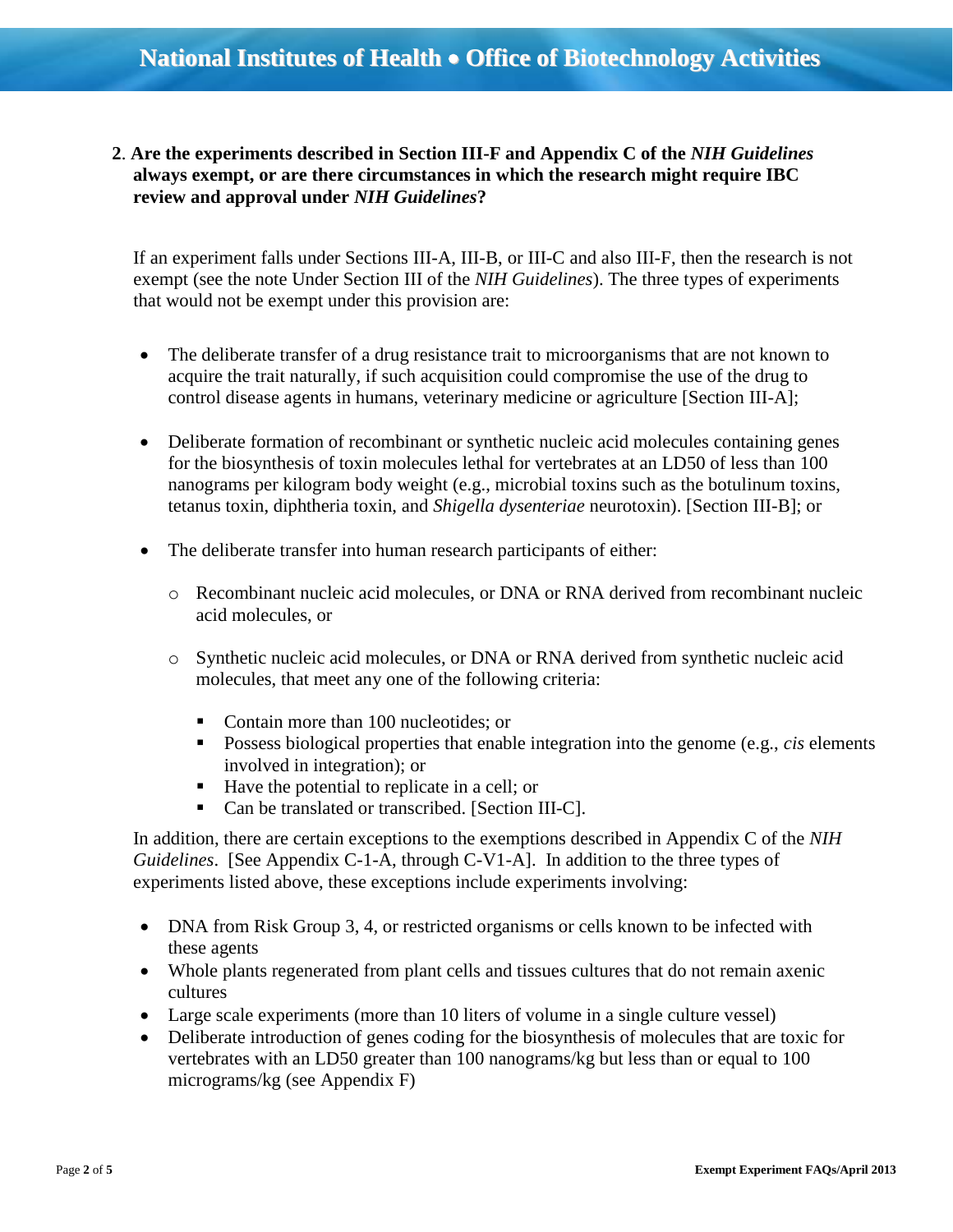**2**. **Are the experiments described in Section III-F and Appendix C of the *NIH Guidelines* always exempt, or are there circumstances in which the research might require IBC review and approval under *NIH Guidelines*?**

If an experiment falls under Sections III-A, III-B, or III-C and also III-F, then the research is not exempt (see the note Under Section III of the *NIH Guidelines*). The three types of experiments that would not be exempt under this provision are:

- The deliberate transfer of a drug resistance trait to microorganisms that are not known to acquire the trait naturally, if such acquisition could compromise the use of the drug to control disease agents in humans, veterinary medicine or agriculture [Section III-A];
- Deliberate formation of recombinant or synthetic nucleic acid molecules containing genes for the biosynthesis of toxin molecules lethal for vertebrates at an LD50 of less than 100 nanograms per kilogram body weight (e.g., microbial toxins such as the botulinum toxins, tetanus toxin, diphtheria toxin, and *Shigella dysenteriae* neurotoxin). [Section III-B]; or
- The deliberate transfer into human research participants of either:
  - Recombinant nucleic acid molecules, or DNA or RNA derived from recombinant nucleic acid molecules, or
  - Synthetic nucleic acid molecules, or DNA or RNA derived from synthetic nucleic acid molecules, that meet any one of the following criteria:
    - Contain more than 100 nucleotides; or
    - Possess biological properties that enable integration into the genome (e.g., *cis* elements involved in integration); or
    - Have the potential to replicate in a cell; or
    - Can be translated or transcribed. [Section III-C].

In addition, there are certain exceptions to the exemptions described in Appendix C of the *NIH Guidelines*. [See Appendix C-1-A, through C-V1-A]. In addition to the three types of experiments listed above, these exceptions include experiments involving:

- DNA from Risk Group 3, 4, or restricted organisms or cells known to be infected with these agents
- Whole plants regenerated from plant cells and tissues cultures that do not remain axenic cultures
- Large scale experiments (more than 10 liters of volume in a single culture vessel)
- Deliberate introduction of genes coding for the biosynthesis of molecules that are toxic for vertebrates with an LD50 greater than 100 nanograms/kg but less than or equal to 100 micrograms/kg (see Appendix F)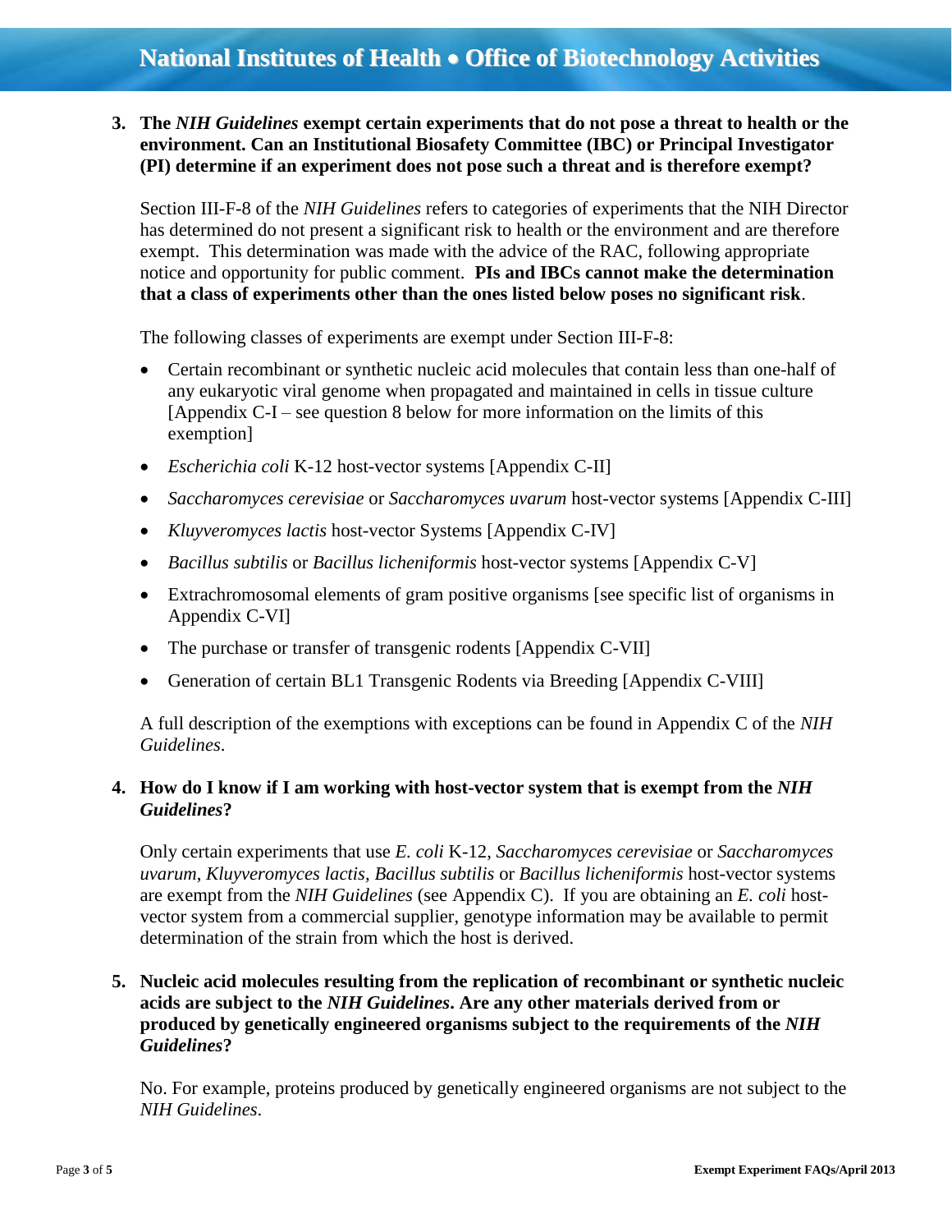3. **The *NIH Guidelines* exempt certain experiments that do not pose a threat to health or the environment. Can an Institutional Biosafety Committee (IBC) or Principal Investigator (PI) determine if an experiment does not pose such a threat and is therefore exempt?**

   Section III-F-8 of the *NIH Guidelines* refers to categories of experiments that the NIH Director has determined do not present a significant risk to health or the environment and are therefore exempt. This determination was made with the advice of the RAC, following appropriate notice and opportunity for public comment. **PIs and IBCs cannot make the determination that a class of experiments other than the ones listed below poses no significant risk**.

   The following classes of experiments are exempt under Section III-F-8:

   - Certain recombinant or synthetic nucleic acid molecules that contain less than one-half of any eukaryotic viral genome when propagated and maintained in cells in tissue culture [Appendix C-I – see question 8 below for more information on the limits of this exemption]
   - *Escherichia coli* K-12 host-vector systems [Appendix C-II]
   - *Saccharomyces cerevisiae* or *Saccharomyces uvarum* host-vector systems [Appendix C-III]
   - *Kluyveromyces lactis* host-vector Systems [Appendix C-IV]
   - *Bacillus subtilis* or *Bacillus licheniformis* host-vector systems [Appendix C-V]
   - Extrachromosomal elements of gram positive organisms [see specific list of organisms in Appendix C-VI]
   - The purchase or transfer of transgenic rodents [Appendix C-VII]
   - Generation of certain BL1 Transgenic Rodents via Breeding [Appendix C-VIII]

   A full description of the exemptions with exceptions can be found in Appendix C of the *NIH Guidelines*.

4. **How do I know if I am working with host-vector system that is exempt from the *NIH Guidelines*?**

   Only certain experiments that use *E. coli* K-12, *Saccharomyces cerevisiae* or *Saccharomyces uvarum*, *Kluyveromyces lactis*, *Bacillus subtilis* or *Bacillus licheniformis* host-vector systems are exempt from the *NIH Guidelines* (see Appendix C). If you are obtaining an *E. coli* host-vector system from a commercial supplier, genotype information may be available to permit determination of the strain from which the host is derived.

5. **Nucleic acid molecules resulting from the replication of recombinant or synthetic nucleic acids are subject to the *NIH Guidelines*. Are any other materials derived from or produced by genetically engineered organisms subject to the requirements of the *NIH Guidelines*?**

   No. For example, proteins produced by genetically engineered organisms are not subject to the *NIH Guidelines*.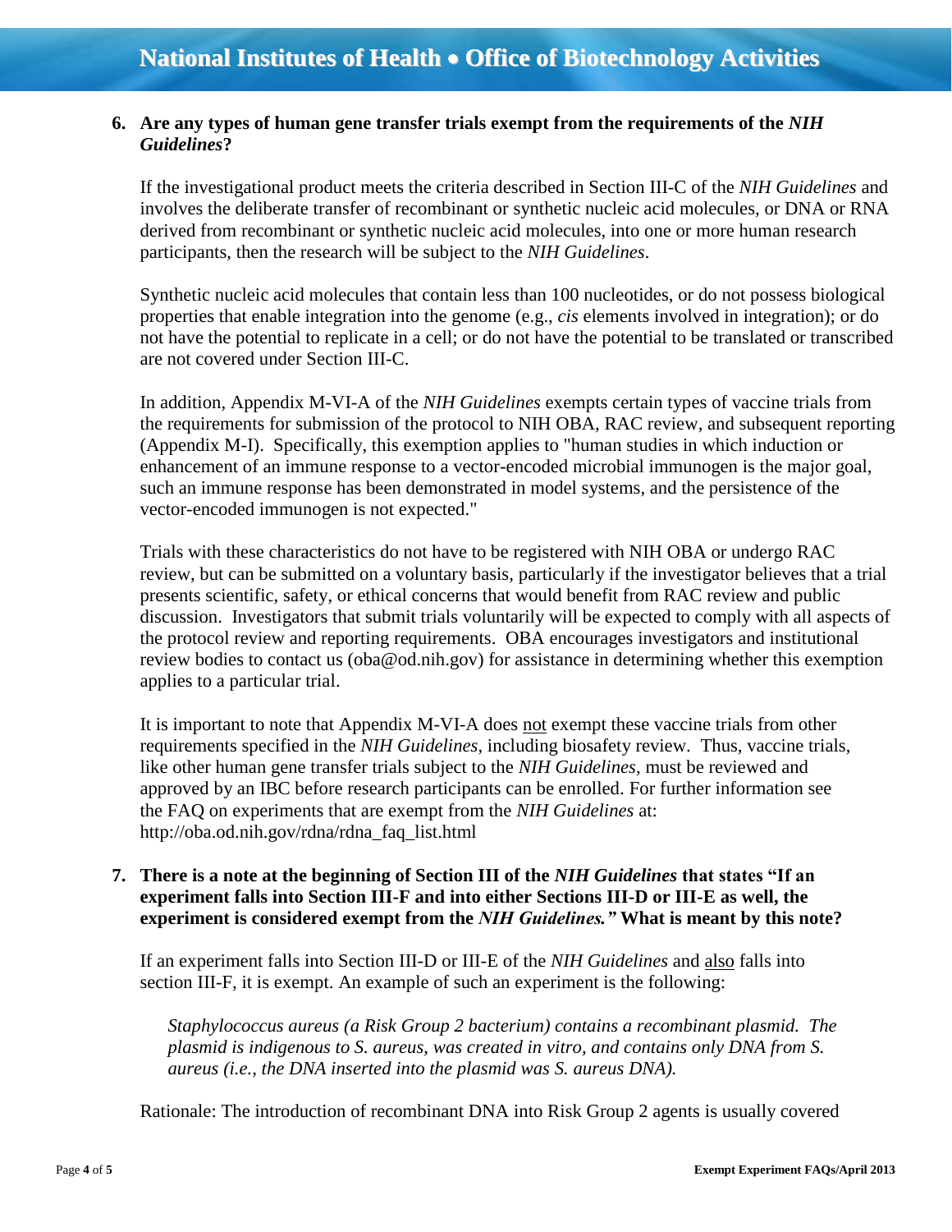6. **Are any types of human gene transfer trials exempt from the requirements of the *NIH Guidelines*?**

   If the investigational product meets the criteria described in Section III-C of the *NIH Guidelines* and involves the deliberate transfer of recombinant or synthetic nucleic acid molecules, or DNA or RNA derived from recombinant or synthetic nucleic acid molecules, into one or more human research participants, then the research will be subject to the *NIH Guidelines*.

   Synthetic nucleic acid molecules that contain less than 100 nucleotides, or do not possess biological properties that enable integration into the genome (e.g., *cis* elements involved in integration); or do not have the potential to replicate in a cell; or do not have the potential to be translated or transcribed are not covered under Section III-C.

   In addition, Appendix M-VI-A of the *NIH Guidelines* exempts certain types of vaccine trials from the requirements for submission of the protocol to NIH OBA, RAC review, and subsequent reporting (Appendix M-I). Specifically, this exemption applies to "human studies in which induction or enhancement of an immune response to a vector-encoded microbial immunogen is the major goal, such an immune response has been demonstrated in model systems, and the persistence of the vector-encoded immunogen is not expected."

   Trials with these characteristics do not have to be registered with NIH OBA or undergo RAC review, but can be submitted on a voluntary basis, particularly if the investigator believes that a trial presents scientific, safety, or ethical concerns that would benefit from RAC review and public discussion. Investigators that submit trials voluntarily will be expected to comply with all aspects of the protocol review and reporting requirements. OBA encourages investigators and institutional review bodies to contact us (oba@od.nih.gov) for assistance in determining whether this exemption applies to a particular trial.

   It is important to note that Appendix M-VI-A does <u>not</u> exempt these vaccine trials from other requirements specified in the *NIH Guidelines*, including biosafety review. Thus, vaccine trials, like other human gene transfer trials subject to the *NIH Guidelines*, must be reviewed and approved by an IBC before research participants can be enrolled. For further information see the FAQ on experiments that are exempt from the *NIH Guidelines* at: http://oba.od.nih.gov/rdna/rdna_faq_list.html

7. **There is a note at the beginning of Section III of the *NIH Guidelines* that states "If an experiment falls into Section III-F and into either Sections III-D or III-E as well, the experiment is considered exempt from the *NIH Guidelines.*" What is meant by this note?**

   If an experiment falls into Section III-D or III-E of the *NIH Guidelines* and <u>also</u> falls into section III-F, it is exempt. An example of such an experiment is the following:

   > *Staphylococcus aureus (a Risk Group 2 bacterium) contains a recombinant plasmid. The plasmid is indigenous to S. aureus, was created in vitro, and contains only DNA from S. aureus (i.e., the DNA inserted into the plasmid was S. aureus DNA).*

   Rationale: The introduction of recombinant DNA into Risk Group 2 agents is usually covered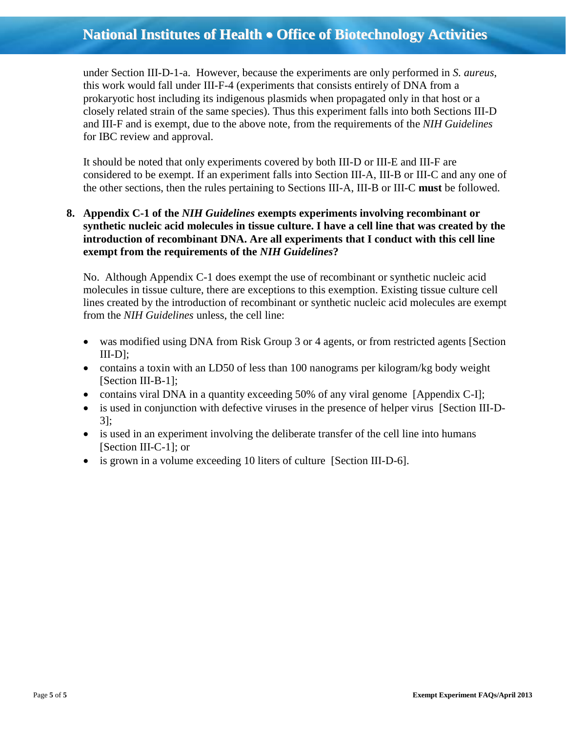under Section III-D-1-a. However, because the experiments are only performed in *S. aureus*, this work would fall under III-F-4 (experiments that consists entirely of DNA from a prokaryotic host including its indigenous plasmids when propagated only in that host or a closely related strain of the same species). Thus this experiment falls into both Sections III-D and III-F and is exempt, due to the above note, from the requirements of the *NIH Guidelines* for IBC review and approval.

It should be noted that only experiments covered by both III-D or III-E and III-F are considered to be exempt. If an experiment falls into Section III-A, III-B or III-C and any one of the other sections, then the rules pertaining to Sections III-A, III-B or III-C **must** be followed.

8. **Appendix C-1 of the *NIH Guidelines* exempts experiments involving recombinant or synthetic nucleic acid molecules in tissue culture. I have a cell line that was created by the introduction of recombinant DNA. Are all experiments that I conduct with this cell line exempt from the requirements of the *NIH Guidelines*?**

   No. Although Appendix C-1 does exempt the use of recombinant or synthetic nucleic acid molecules in tissue culture, there are exceptions to this exemption. Existing tissue culture cell lines created by the introduction of recombinant or synthetic nucleic acid molecules are exempt from the *NIH Guidelines* unless, the cell line:

   - was modified using DNA from Risk Group 3 or 4 agents, or from restricted agents [Section III-D];
   - contains a toxin with an LD50 of less than 100 nanograms per kilogram/kg body weight [Section III-B-1];
   - contains viral DNA in a quantity exceeding 50% of any viral genome [Appendix C-I];
   - is used in conjunction with defective viruses in the presence of helper virus [Section III-D-3];
   - is used in an experiment involving the deliberate transfer of the cell line into humans [Section III-C-1]; or
   - is grown in a volume exceeding 10 liters of culture [Section III-D-6].